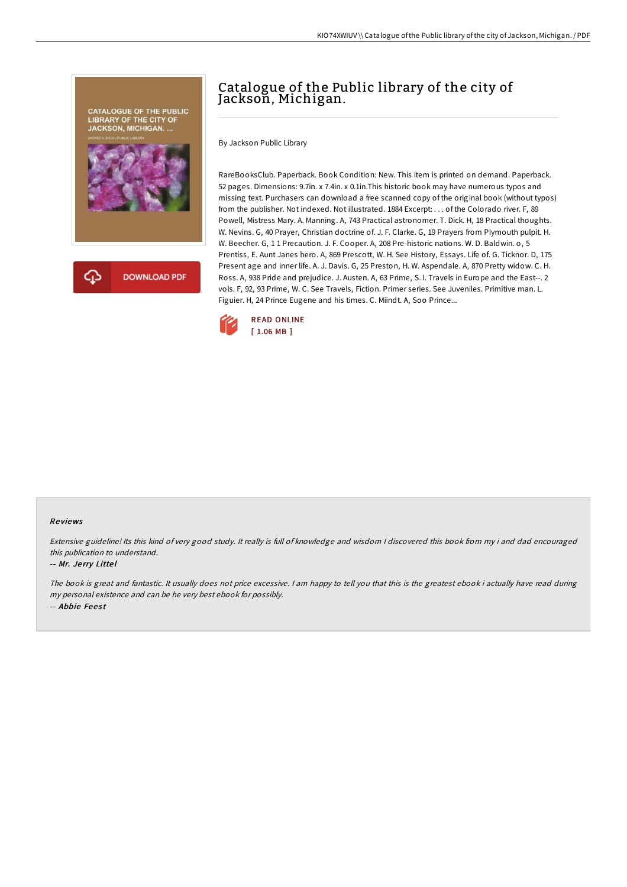# Catalogue of the Public library of the city of Jackson, Michigan.

By Jackson Public Library

RareBooksClub. Paperback. Book Condition: New. This item is printed on demand. Paperback. 52 pages. Dimensions: 9.7in. x 7.4in. x 0.1in.This historic book may have numerous typos and missing text. Purchasers can download a free scanned copy of the original book (without typos) from the publisher. Not indexed. Not illustrated. 1884 Excerpt: . . . of the Colorado river. F, 89 Powell, Mistress Mary. A. Manning. A, 743 Practical astronomer. T. Dick. H, 18 Practical thoughts. W. Nevins. G, 40 Prayer, Christian doctrine of. J. F. Clarke. G, 19 Prayers from Plymouth pulpit. H. W. Beecher. G, 1 1 Precaution. J. F. Cooper. A, 208 Pre-historic nations. W. D. Baldwin. o, 5 Prentiss, E. Aunt Janes hero. A, 869 Prescott, W. H. See History, Essays. Life of. G. Ticknor. D, 175 Present age and inner life. A. J. Davis. G, 25 Preston, H. W. Aspendale. A, 870 Pretty widow. C. H. Ross. A, 938 Pride and prejudice. J. Austen. A, 63 Prime, S. I. Travels in Europe and the East--. 2 vols. F, 92, 93 Prime, W. C. See Travels, Fiction. Primer series. See Juveniles. Primitive man. L. Figuier. H, 24 Prince Eugene and his times. C. Miindt. A, Soo Prince...

READ ONLINE
[ 1.06 MB ]

## Reviews

*Extensive guideline! Its this kind of very good study. It really is full of knowledge and wisdom I discovered this book from my i and dad encouraged this publication to understand.*

-- ***Mr. Jerry Littel***

*The book is great and fantastic. It usually does not price excessive. I am happy to tell you that this is the greatest ebook i actually have read during my personal existence and can be he very best ebook for possibly.*

-- ***Abbie Feest***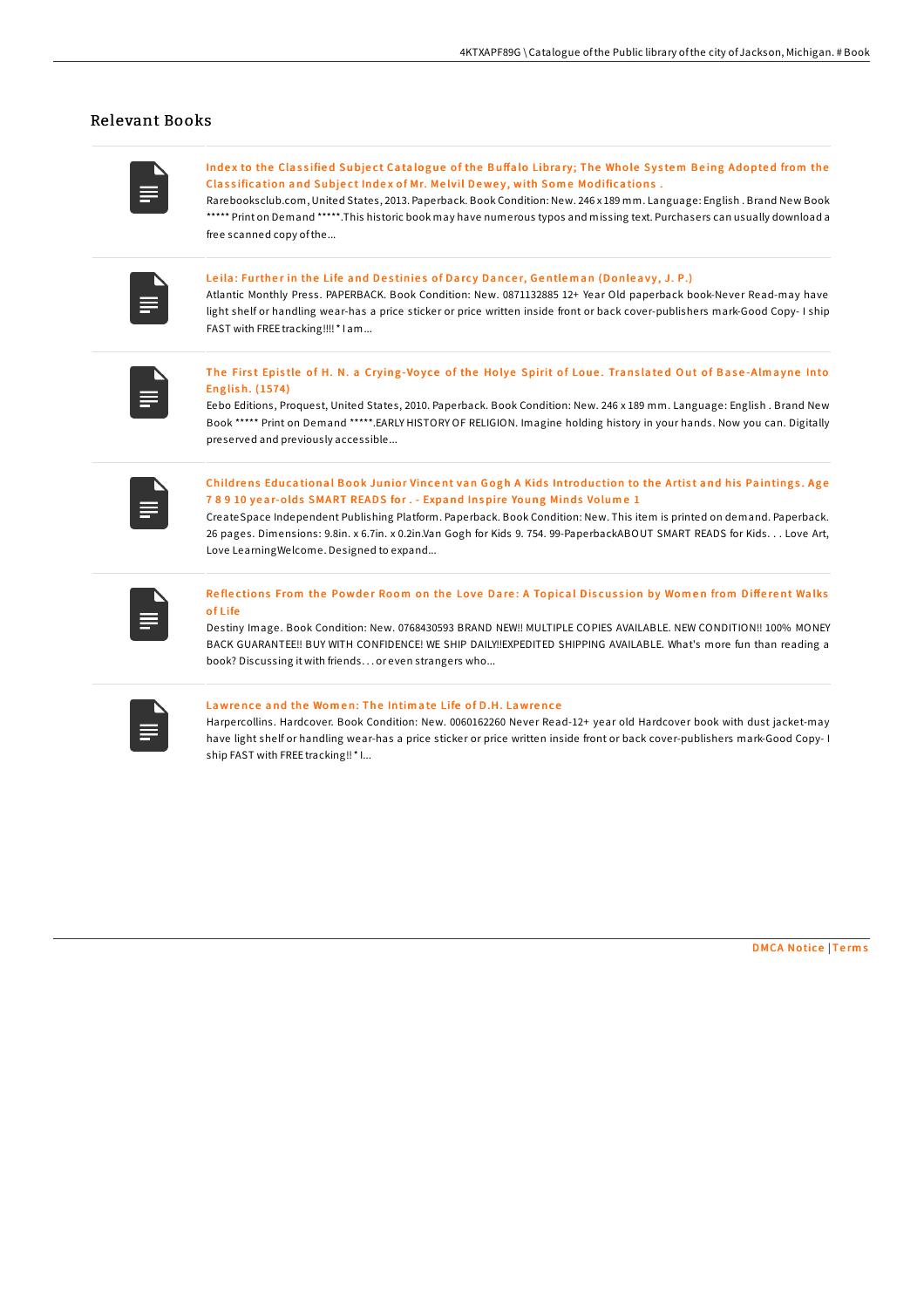## Relevant Books

### Index to the Classified Subject Catalogue of the Buffalo Library; The Whole System Being Adopted from the Classification and Subject Index of Mr. Melvil Dewey, with Some Modifications .

Rarebooksclub.com, United States, 2013. Paperback. Book Condition: New. 246 x 189 mm. Language: English . Brand New Book ***** Print on Demand *****.This historic book may have numerous typos and missing text. Purchasers can usually download a free scanned copy of the...

### Leila: Further in the Life and Destinies of Darcy Dancer, Gentleman (Donleavy, J. P.)

Atlantic Monthly Press. PAPERBACK. Book Condition: New. 0871132885 12+ Year Old paperback book-Never Read-may have light shelf or handling wear-has a price sticker or price written inside front or back cover-publishers mark-Good Copy- I ship FAST with FREE tracking!!!! * I am...

### The First Epistle of H. N. a Crying-Voyce of the Holye Spirit of Loue. Translated Out of Base-Almayne Into English. (1574)

Eebo Editions, Proquest, United States, 2010. Paperback. Book Condition: New. 246 x 189 mm. Language: English . Brand New Book ***** Print on Demand *****.EARLY HISTORY OF RELIGION. Imagine holding history in your hands. Now you can. Digitally preserved and previously accessible...

### Childrens Educational Book Junior Vincent van Gogh A Kids Introduction to the Artist and his Paintings. Age 7 8 9 10 year-olds SMART READS for . - Expand Inspire Young Minds Volume 1

CreateSpace Independent Publishing Platform. Paperback. Book Condition: New. This item is printed on demand. Paperback. 26 pages. Dimensions: 9.8in. x 6.7in. x 0.2in.Van Gogh for Kids 9. 754. 99-PaperbackABOUT SMART READS for Kids. . . Love Art, Love LearningWelcome. Designed to expand...

### Reflections From the Powder Room on the Love Dare: A Topical Discussion by Women from Different Walks of Life

Destiny Image. Book Condition: New. 0768430593 BRAND NEW!! MULTIPLE COPIES AVAILABLE. NEW CONDITION!! 100% MONEY BACK GUARANTEE!! BUY WITH CONFIDENCE! WE SHIP DAILY!!EXPEDITED SHIPPING AVAILABLE. What's more fun than reading a book? Discussing it with friends. . . or even strangers who...

### Lawrence and the Women: The Intimate Life of D.H. Lawrence

Harpercollins. Hardcover. Book Condition: New. 0060162260 Never Read-12+ year old Hardcover book with dust jacket-may have light shelf or handling wear-has a price sticker or price written inside front or back cover-publishers mark-Good Copy- I ship FAST with FREE tracking!! * I...

DMCA Notice | Terms